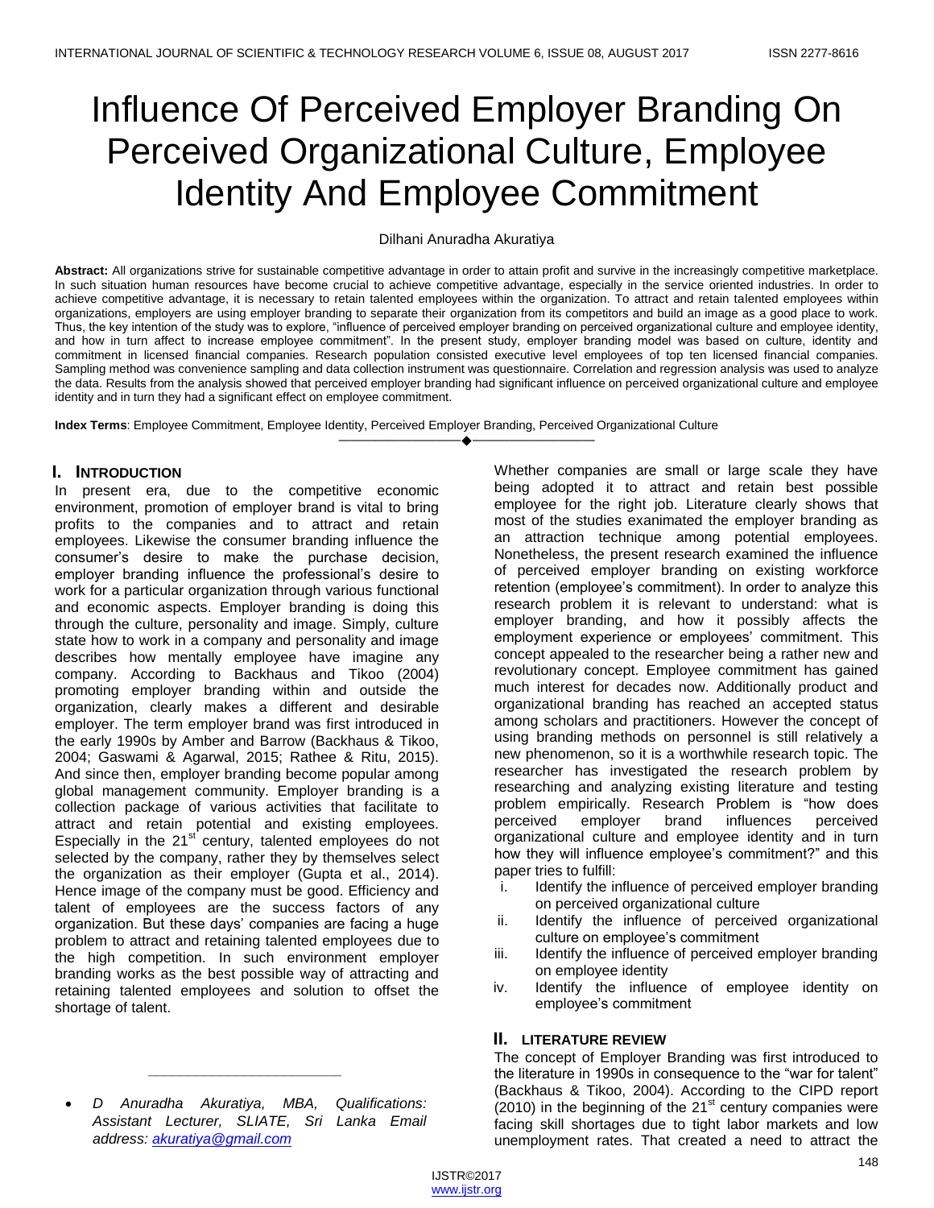# Influence Of Perceived Employer Branding On Perceived Organizational Culture, Employee Identity And Employee Commitment

Dilhani Anuradha Akuratiya

**Abstract:** All organizations strive for sustainable competitive advantage in order to attain profit and survive in the increasingly competitive marketplace. In such situation human resources have become crucial to achieve competitive advantage, especially in the service oriented industries. In order to achieve competitive advantage, it is necessary to retain talented employees within the organization. To attract and retain talented employees within organizations, employers are using employer branding to separate their organization from its competitors and build an image as a good place to work. Thus, the key intention of the study was to explore, "influence of perceived employer branding on perceived organizational culture and employee identity, and how in turn affect to increase employee commitment". In the present study, employer branding model was based on culture, identity and commitment in licensed financial companies. Research population consisted executive level employees of top ten licensed financial companies. Sampling method was convenience sampling and data collection instrument was questionnaire. Correlation and regression analysis was used to analyze the data. Results from the analysis showed that perceived employer branding had significant influence on perceived organizational culture and employee identity and in turn they had a significant effect on employee commitment.

**Index Terms**: Employee Commitment, Employee Identity, Perceived Employer Branding, Perceived Organizational Culture

## I. INTRODUCTION

In present era, due to the competitive economic environment, promotion of employer brand is vital to bring profits to the companies and to attract and retain employees. Likewise the consumer branding influence the consumer's desire to make the purchase decision, employer branding influence the professional's desire to work for a particular organization through various functional and economic aspects. Employer branding is doing this through the culture, personality and image. Simply, culture state how to work in a company and personality and image describes how mentally employee have imagine any company. According to Backhaus and Tikoo (2004) promoting employer branding within and outside the organization, clearly makes a different and desirable employer. The term employer brand was first introduced in the early 1990s by Amber and Barrow (Backhaus & Tikoo, 2004; Gaswami & Agarwal, 2015; Rathee & Ritu, 2015). And since then, employer branding become popular among global management community. Employer branding is a collection package of various activities that facilitate to attract and retain potential and existing employees. Especially in the 21st century, talented employees do not selected by the company, rather they by themselves select the organization as their employer (Gupta et al., 2014). Hence image of the company must be good. Efficiency and talent of employees are the success factors of any organization. But these days' companies are facing a huge problem to attract and retaining talented employees due to the high competition. In such environment employer branding works as the best possible way of attracting and retaining talented employees and solution to offset the shortage of talent.

- *D Anuradha Akuratiya, MBA, Qualifications: Assistant Lecturer, SLIATE, Sri Lanka Email address: akuratiya@gmail.com*

Whether companies are small or large scale they have being adopted it to attract and retain best possible employee for the right job. Literature clearly shows that most of the studies exanimated the employer branding as an attraction technique among potential employees. Nonetheless, the present research examined the influence of perceived employer branding on existing workforce retention (employee's commitment). In order to analyze this research problem it is relevant to understand: what is employer branding, and how it possibly affects the employment experience or employees' commitment. This concept appealed to the researcher being a rather new and revolutionary concept. Employee commitment has gained much interest for decades now. Additionally product and organizational branding has reached an accepted status among scholars and practitioners. However the concept of using branding methods on personnel is still relatively a new phenomenon, so it is a worthwhile research topic. The researcher has investigated the research problem by researching and analyzing existing literature and testing problem empirically. Research Problem is "how does perceived employer brand influences perceived organizational culture and employee identity and in turn how they will influence employee's commitment?" and this paper tries to fulfill:

i. Identify the influence of perceived employer branding on perceived organizational culture
ii. Identify the influence of perceived organizational culture on employee's commitment
iii. Identify the influence of perceived employer branding on employee identity
iv. Identify the influence of employee identity on employee's commitment

## II. LITERATURE REVIEW

The concept of Employer Branding was first introduced to the literature in 1990s in consequence to the "war for talent" (Backhaus & Tikoo, 2004). According to the CIPD report (2010) in the beginning of the 21st century companies were facing skill shortages due to tight labor markets and low unemployment rates. That created a need to attract the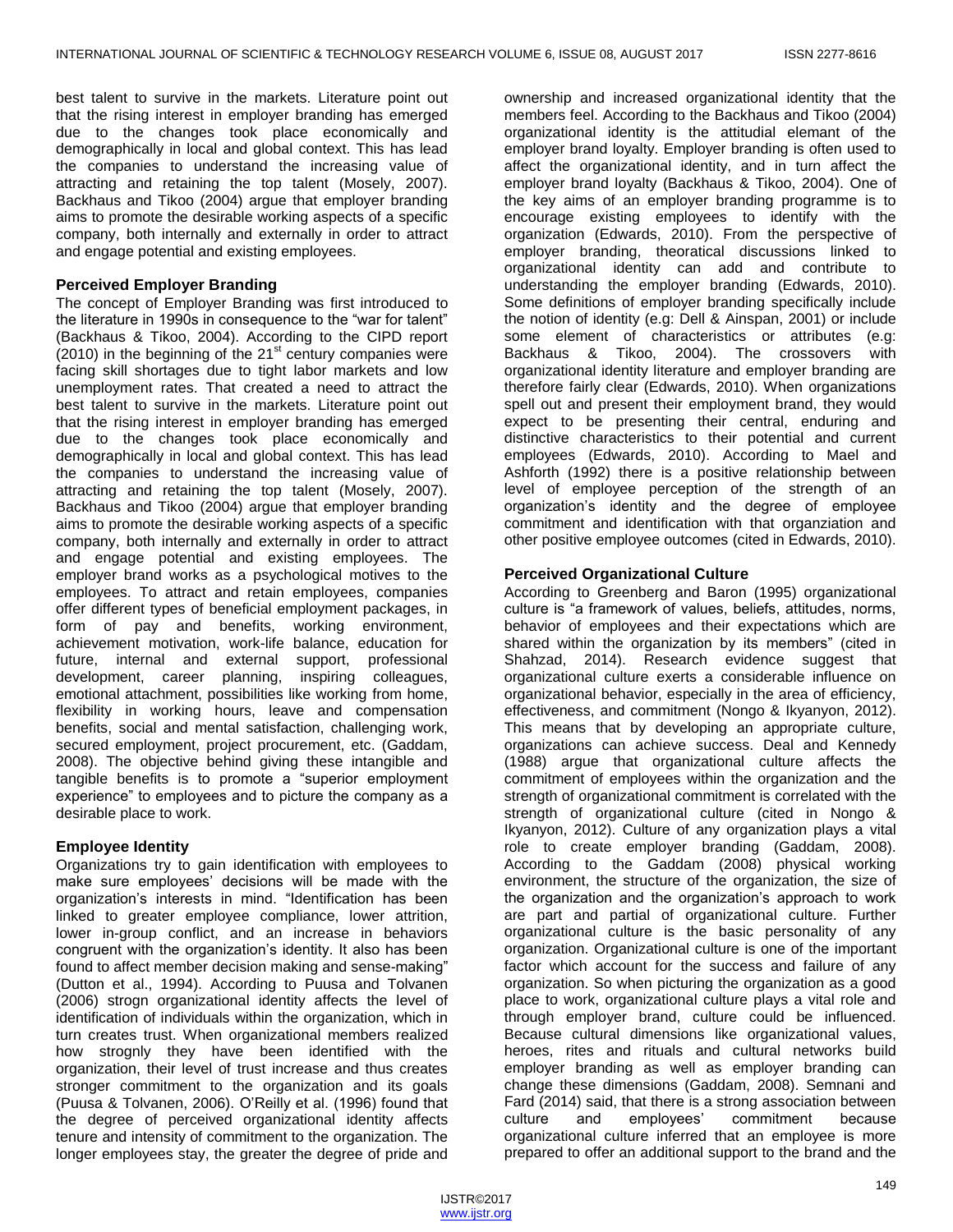best talent to survive in the markets. Literature point out that the rising interest in employer branding has emerged due to the changes took place economically and demographically in local and global context. This has lead the companies to understand the increasing value of attracting and retaining the top talent (Mosely, 2007). Backhaus and Tikoo (2004) argue that employer branding aims to promote the desirable working aspects of a specific company, both internally and externally in order to attract and engage potential and existing employees.

### Perceived Employer Branding

The concept of Employer Branding was first introduced to the literature in 1990s in consequence to the "war for talent" (Backhaus & Tikoo, 2004). According to the CIPD report (2010) in the beginning of the 21st century companies were facing skill shortages due to tight labor markets and low unemployment rates. That created a need to attract the best talent to survive in the markets. Literature point out that the rising interest in employer branding has emerged due to the changes took place economically and demographically in local and global context. This has lead the companies to understand the increasing value of attracting and retaining the top talent (Mosely, 2007). Backhaus and Tikoo (2004) argue that employer branding aims to promote the desirable working aspects of a specific company, both internally and externally in order to attract and engage potential and existing employees. The employer brand works as a psychological motives to the employees. To attract and retain employees, companies offer different types of beneficial employment packages, in form of pay and benefits, working environment, achievement motivation, work-life balance, education for future, internal and external support, professional development, career planning, inspiring colleagues, emotional attachment, possibilities like working from home, flexibility in working hours, leave and compensation benefits, social and mental satisfaction, challenging work, secured employment, project procurement, etc. (Gaddam, 2008). The objective behind giving these intangible and tangible benefits is to promote a "superior employment experience" to employees and to picture the company as a desirable place to work.

### Employee Identity

Organizations try to gain identification with employees to make sure employees' decisions will be made with the organization's interests in mind. "Identification has been linked to greater employee compliance, lower attrition, lower in-group conflict, and an increase in behaviors congruent with the organization's identity. It also has been found to affect member decision making and sense-making" (Dutton et al., 1994). According to Puusa and Tolvanen (2006) strogn organizational identity affects the level of identification of individuals within the organization, which in turn creates trust. When organizational members realized how strognly they have been identified with the organization, their level of trust increase and thus creates stronger commitment to the organization and its goals (Puusa & Tolvanen, 2006). O'Reilly et al. (1996) found that the degree of perceived organizational identity affects tenure and intensity of commitment to the organization. The longer employees stay, the greater the degree of pride and ownership and increased organizational identity that the members feel. According to the Backhaus and Tikoo (2004) organizational identity is the attitudial elemant of the employer brand loyalty. Employer branding is often used to affect the organizational identity, and in turn affect the employer brand loyalty (Backhaus & Tikoo, 2004). One of the key aims of an employer branding programme is to encourage existing employees to identify with the organization (Edwards, 2010). From the perspective of employer branding, theoratical discussions linked to organizational identity can add and contribute to understanding the employer branding (Edwards, 2010). Some definitions of employer branding specifically include the notion of identity (e.g: Dell & Ainspan, 2001) or include some element of characteristics or attributes (e.g: Backhaus & Tikoo, 2004). The crossovers with organizational identity literature and employer branding are therefore fairly clear (Edwards, 2010). When organizations spell out and present their employment brand, they would expect to be presenting their central, enduring and distinctive characteristics to their potential and current employees (Edwards, 2010). According to Mael and Ashforth (1992) there is a positive relationship between level of employee perception of the strength of an organization's identity and the degree of employee commitment and identification with that organziation and other positive employee outcomes (cited in Edwards, 2010).

### Perceived Organizational Culture

According to Greenberg and Baron (1995) organizational culture is "a framework of values, beliefs, attitudes, norms, behavior of employees and their expectations which are shared within the organization by its members" (cited in Shahzad, 2014). Research evidence suggest that organizational culture exerts a considerable influence on organizational behavior, especially in the area of efficiency, effectiveness, and commitment (Nongo & Ikyanyon, 2012). This means that by developing an appropriate culture, organizations can achieve success. Deal and Kennedy (1988) argue that organizational culture affects the commitment of employees within the organization and the strength of organizational commitment is correlated with the strength of organizational culture (cited in Nongo & Ikyanyon, 2012). Culture of any organization plays a vital role to create employer branding (Gaddam, 2008). According to the Gaddam (2008) physical working environment, the structure of the organization, the size of the organization and the organization's approach to work are part and partial of organizational culture. Further organizational culture is the basic personality of any organization. Organizational culture is one of the important factor which account for the success and failure of any organization. So when picturing the organization as a good place to work, organizational culture plays a vital role and through employer brand, culture could be influenced. Because cultural dimensions like organizational values, heroes, rites and rituals and cultural networks build employer branding as well as employer branding can change these dimensions (Gaddam, 2008). Semnani and Fard (2014) said, that there is a strong association between culture and employees' commitment because organizational culture inferred that an employee is more prepared to offer an additional support to the brand and the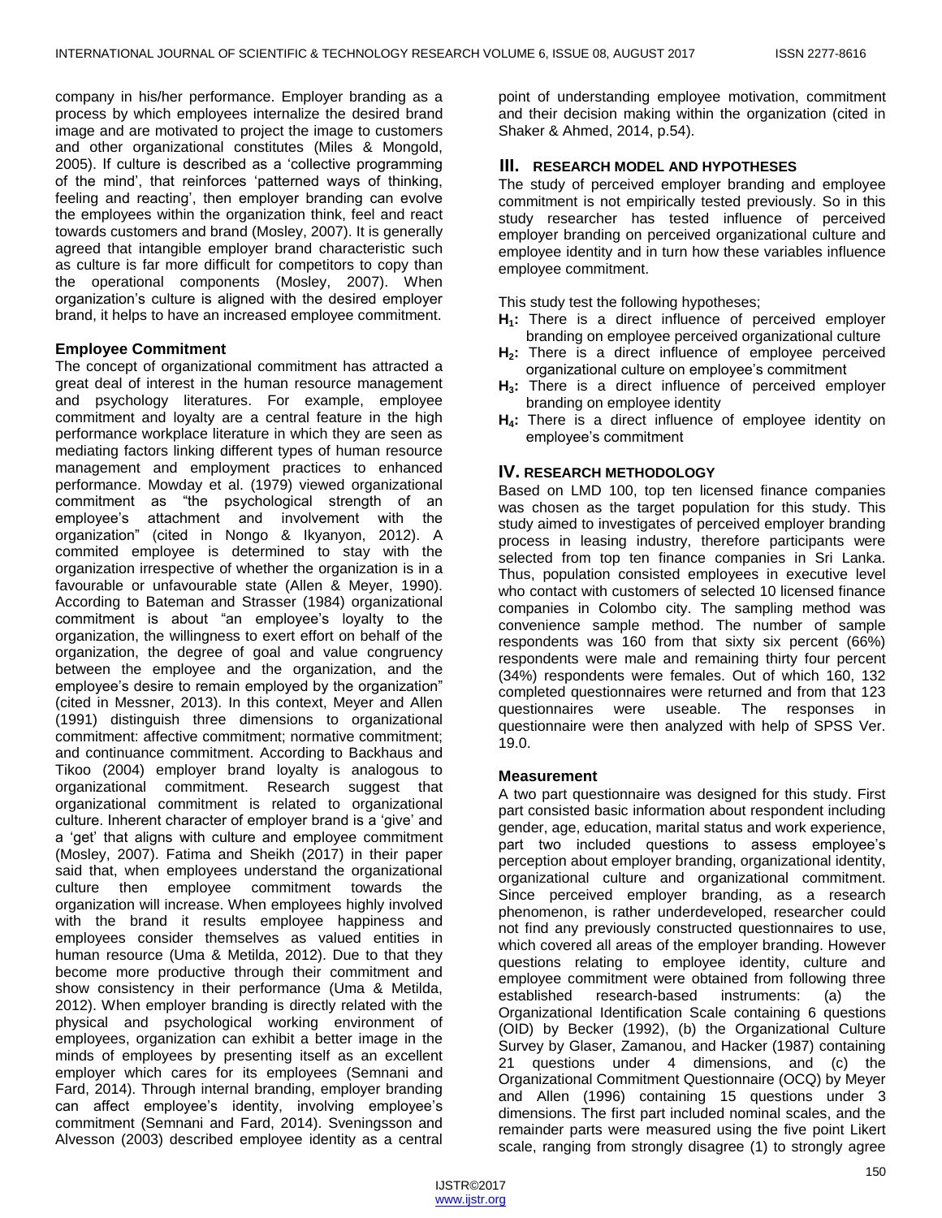company in his/her performance. Employer branding as a process by which employees internalize the desired brand image and are motivated to project the image to customers and other organizational constitutes (Miles & Mongold, 2005). If culture is described as a 'collective programming of the mind', that reinforces 'patterned ways of thinking, feeling and reacting', then employer branding can evolve the employees within the organization think, feel and react towards customers and brand (Mosley, 2007). It is generally agreed that intangible employer brand characteristic such as culture is far more difficult for competitors to copy than the operational components (Mosley, 2007). When organization's culture is aligned with the desired employer brand, it helps to have an increased employee commitment.

### Employee Commitment

The concept of organizational commitment has attracted a great deal of interest in the human resource management and psychology literatures. For example, employee commitment and loyalty are a central feature in the high performance workplace literature in which they are seen as mediating factors linking different types of human resource management and employment practices to enhanced performance. Mowday et al. (1979) viewed organizational commitment as "the psychological strength of an employee's attachment and involvement with the organization" (cited in Nongo & Ikyanyon, 2012). A commited employee is determined to stay with the organization irrespective of whether the organization is in a favourable or unfavourable state (Allen & Meyer, 1990). According to Bateman and Strasser (1984) organizational commitment is about "an employee's loyalty to the organization, the willingness to exert effort on behalf of the organization, the degree of goal and value congruency between the employee and the organization, and the employee's desire to remain employed by the organization" (cited in Messner, 2013). In this context, Meyer and Allen (1991) distinguish three dimensions to organizational commitment: affective commitment; normative commitment; and continuance commitment. According to Backhaus and Tikoo (2004) employer brand loyalty is analogous to organizational commitment. Research suggest that organizational commitment is related to organizational culture. Inherent character of employer brand is a 'give' and a 'get' that aligns with culture and employee commitment (Mosley, 2007). Fatima and Sheikh (2017) in their paper said that, when employees understand the organizational culture then employee commitment towards the organization will increase. When employees highly involved with the brand it results employee happiness and employees consider themselves as valued entities in human resource (Uma & Metilda, 2012). Due to that they become more productive through their commitment and show consistency in their performance (Uma & Metilda, 2012). When employer branding is directly related with the physical and psychological working environment of employees, organization can exhibit a better image in the minds of employees by presenting itself as an excellent employer which cares for its employees (Semnani and Fard, 2014). Through internal branding, employer branding can affect employee's identity, involving employee's commitment (Semnani and Fard, 2014). Sveningsson and Alvesson (2003) described employee identity as a central point of understanding employee motivation, commitment and their decision making within the organization (cited in Shaker & Ahmed, 2014, p.54).

## III. RESEARCH MODEL AND HYPOTHESES

The study of perceived employer branding and employee commitment is not empirically tested previously. So in this study researcher has tested influence of perceived employer branding on perceived organizational culture and employee identity and in turn how these variables influence employee commitment.

This study test the following hypotheses;

- **$H_1$:** There is a direct influence of perceived employer branding on employee perceived organizational culture
- **$H_2$:** There is a direct influence of employee perceived organizational culture on employee's commitment
- **$H_3$:** There is a direct influence of perceived employer branding on employee identity
- **$H_4$:** There is a direct influence of employee identity on employee's commitment

## IV. RESEARCH METHODOLOGY

Based on LMD 100, top ten licensed finance companies was chosen as the target population for this study. This study aimed to investigates of perceived employer branding process in leasing industry, therefore participants were selected from top ten finance companies in Sri Lanka. Thus, population consisted employees in executive level who contact with customers of selected 10 licensed finance companies in Colombo city. The sampling method was convenience sample method. The number of sample respondents was 160 from that sixty six percent (66%) respondents were male and remaining thirty four percent (34%) respondents were females. Out of which 160, 132 completed questionnaires were returned and from that 123 questionnaires were useable. The responses in questionnaire were then analyzed with help of SPSS Ver. 19.0.

### Measurement

A two part questionnaire was designed for this study. First part consisted basic information about respondent including gender, age, education, marital status and work experience, part two included questions to assess employee's perception about employer branding, organizational identity, organizational culture and organizational commitment. Since perceived employer branding, as a research phenomenon, is rather underdeveloped, researcher could not find any previously constructed questionnaires to use, which covered all areas of the employer branding. However questions relating to employee identity, culture and employee commitment were obtained from following three established research-based instruments: (a) the Organizational Identification Scale containing 6 questions (OID) by Becker (1992), (b) the Organizational Culture Survey by Glaser, Zamanou, and Hacker (1987) containing 21 questions under 4 dimensions, and (c) the Organizational Commitment Questionnaire (OCQ) by Meyer and Allen (1996) containing 15 questions under 3 dimensions. The first part included nominal scales, and the remainder parts were measured using the five point Likert scale, ranging from strongly disagree (1) to strongly agree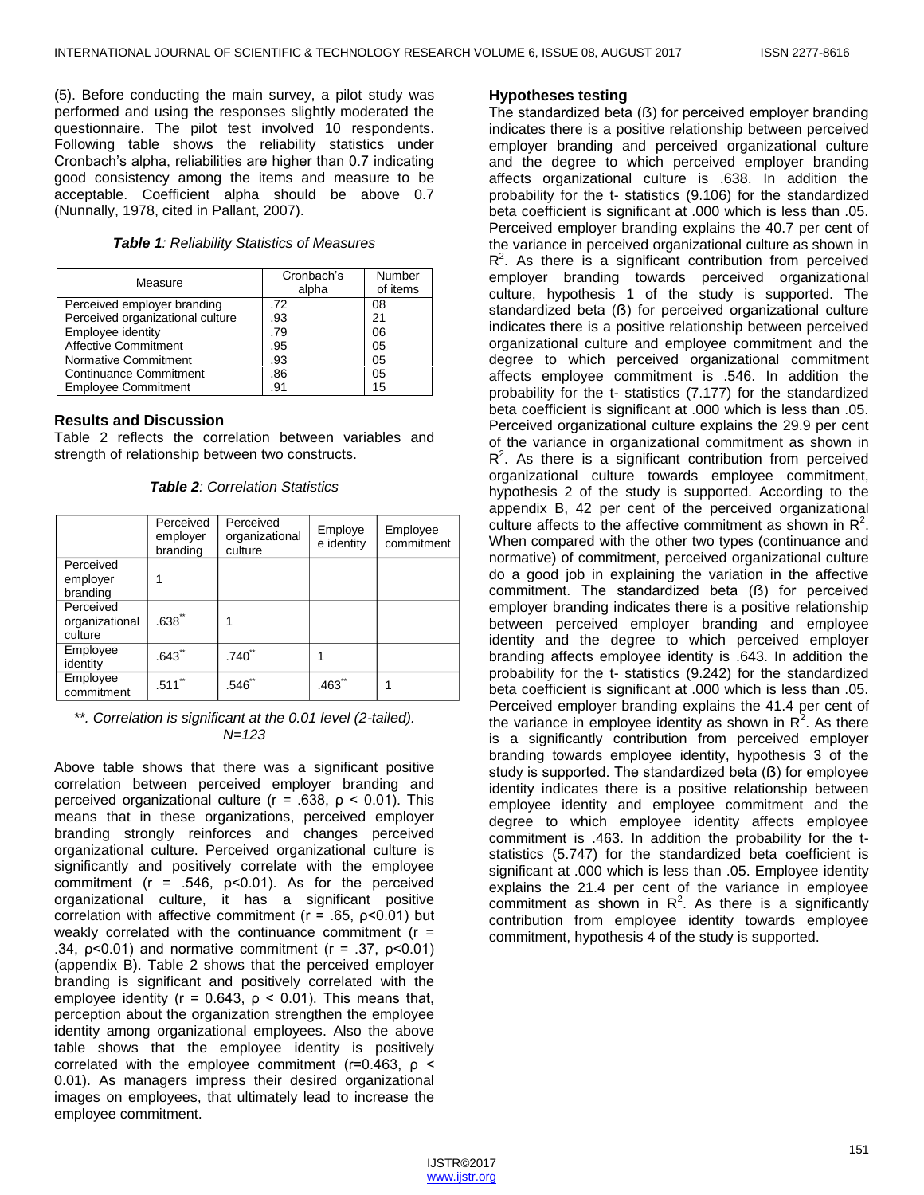(5). Before conducting the main survey, a pilot study was performed and using the responses slightly moderated the questionnaire. The pilot test involved 10 respondents. Following table shows the reliability statistics under Cronbach's alpha, reliabilities are higher than 0.7 indicating good consistency among the items and measure to be acceptable. Coefficient alpha should be above 0.7 (Nunnally, 1978, cited in Pallant, 2007).

***Table 1****: Reliability Statistics of Measures*

| Measure | Cronbach's alpha | Number of items |
|---|---|---|
| Perceived employer branding | .72 | 08 |
| Perceived organizational culture | .93 | 21 |
| Employee identity | .79 | 06 |
| Affective Commitment | .95 | 05 |
| Normative Commitment | .93 | 05 |
| Continuance Commitment | .86 | 05 |
| Employee Commitment | .91 | 15 |

### Results and Discussion

Table 2 reflects the correlation between variables and strength of relationship between two constructs.

***Table 2****: Correlation Statistics*

| | Perceived employer branding | Perceived organizational culture | Employee identity | Employee commitment |
|---|---|---|---|---|
| Perceived employer branding | 1 | | | |
| Perceived organizational culture | .638** | 1 | | |
| Employee identity | .643** | .740** | 1 | |
| Employee commitment | .511** | .546** | .463** | 1 |

*\*\*. Correlation is significant at the 0.01 level (2-tailed). N=123*

Above table shows that there was a significant positive correlation between perceived employer branding and perceived organizational culture ($r = .638$, $\rho < 0.01$). This means that in these organizations, perceived employer branding strongly reinforces and changes perceived organizational culture. Perceived organizational culture is significantly and positively correlate with the employee commitment ($r = .546$, $\rho<0.01$). As for the perceived organizational culture, it has a significant positive correlation with affective commitment ($r = .65$, $\rho<0.01$) but weakly correlated with the continuance commitment ($r = .34$, $\rho<0.01$) and normative commitment ($r = .37$, $\rho<0.01$) (appendix B). Table 2 shows that the perceived employer branding is significant and positively correlated with the employee identity ($r = 0.643$, $\rho < 0.01$). This means that, perception about the organization strengthen the employee identity among organizational employees. Also the above table shows that the employee identity is positively correlated with the employee commitment ($r=0.463$, $\rho < 0.01$). As managers impress their desired organizational images on employees, that ultimately lead to increase the employee commitment.

### Hypotheses testing

The standardized beta (ß) for perceived employer branding indicates there is a positive relationship between perceived employer branding and perceived organizational culture and the degree to which perceived employer branding affects organizational culture is .638. In addition the probability for the t- statistics (9.106) for the standardized beta coefficient is significant at .000 which is less than .05. Perceived employer branding explains the 40.7 per cent of the variance in perceived organizational culture as shown in $R^2$. As there is a significant contribution from perceived employer branding towards perceived organizational culture, hypothesis 1 of the study is supported. The standardized beta (ß) for perceived organizational culture indicates there is a positive relationship between perceived organizational culture and employee commitment and the degree to which perceived organizational commitment affects employee commitment is .546. In addition the probability for the t- statistics (7.177) for the standardized beta coefficient is significant at .000 which is less than .05. Perceived organizational culture explains the 29.9 per cent of the variance in organizational commitment as shown in $R^2$. As there is a significant contribution from perceived organizational culture towards employee commitment, hypothesis 2 of the study is supported. According to the appendix B, 42 per cent of the perceived organizational culture affects to the affective commitment as shown in $R^2$. When compared with the other two types (continuance and normative) of commitment, perceived organizational culture do a good job in explaining the variation in the affective commitment. The standardized beta (ß) for perceived employer branding indicates there is a positive relationship between perceived employer branding and employee identity and the degree to which perceived employer branding affects employee identity is .643. In addition the probability for the t- statistics (9.242) for the standardized beta coefficient is significant at .000 which is less than .05. Perceived employer branding explains the 41.4 per cent of the variance in employee identity as shown in $R^2$. As there is a significantly contribution from perceived employer branding towards employee identity, hypothesis 3 of the study is supported. The standardized beta (ß) for employee identity indicates there is a positive relationship between employee identity and employee commitment and the degree to which employee identity affects employee commitment is .463. In addition the probability for the t-statistics (5.747) for the standardized beta coefficient is significant at .000 which is less than .05. Employee identity explains the 21.4 per cent of the variance in employee commitment as shown in $R^2$. As there is a significantly contribution from employee identity towards employee commitment, hypothesis 4 of the study is supported.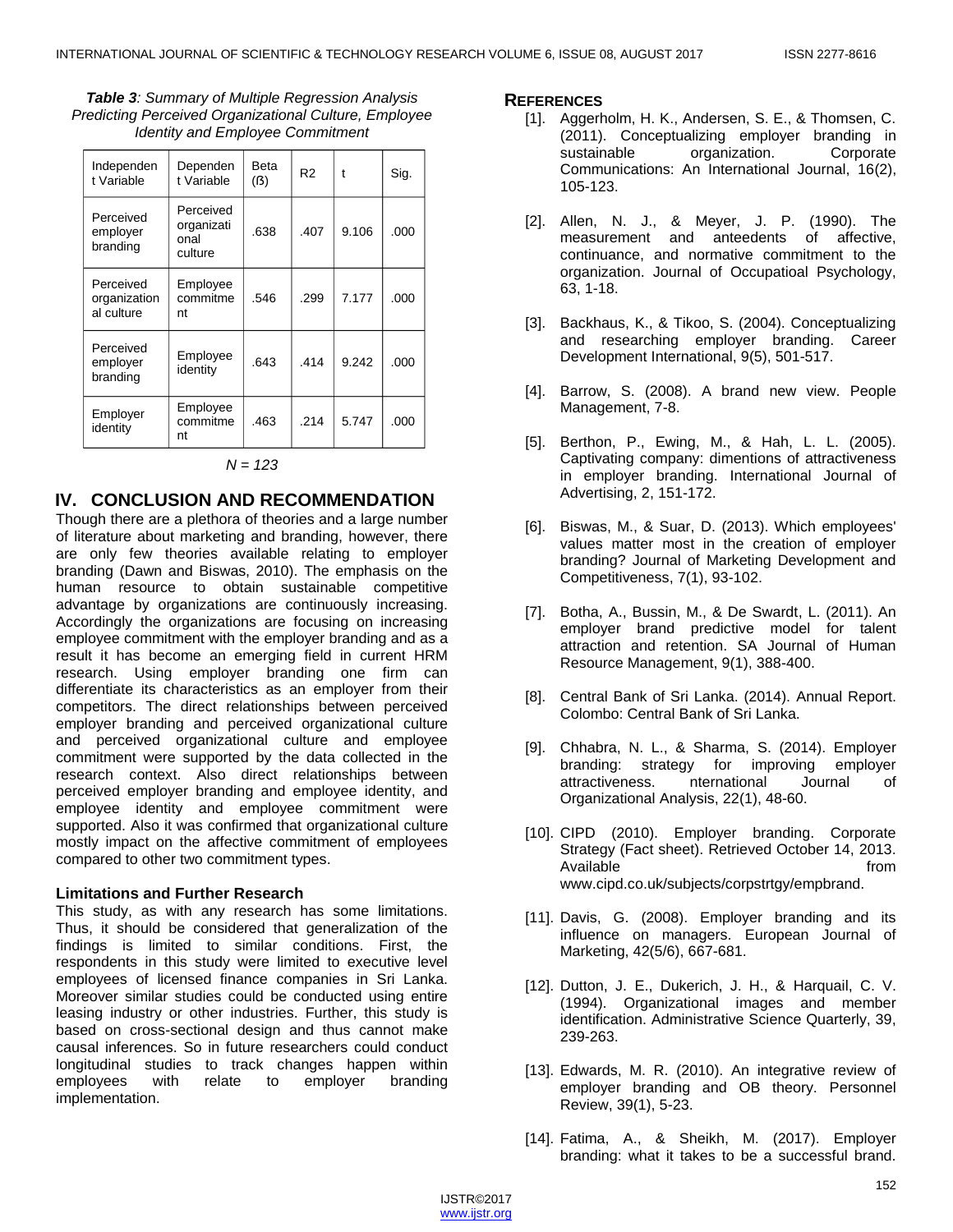***Table 3**: Summary of Multiple Regression Analysis Predicting Perceived Organizational Culture, Employee Identity and Employee Commitment*

| Independent Variable | Dependent Variable | Beta (ß) | R2 | t | Sig. |
|---|---|---|---|---|---|
| Perceived employer branding | Perceived organizational culture | .638 | .407 | 9.106 | .000 |
| Perceived organizational culture | Employee commitment | .546 | .299 | 7.177 | .000 |
| Perceived employer branding | Employee identity | .643 | .414 | 9.242 | .000 |
| Employer identity | Employee commitment | .463 | .214 | 5.747 | .000 |

*N = 123*

## IV. CONCLUSION AND RECOMMENDATION

Though there are a plethora of theories and a large number of literature about marketing and branding, however, there are only few theories available relating to employer branding (Dawn and Biswas, 2010). The emphasis on the human resource to obtain sustainable competitive advantage by organizations are continuously increasing. Accordingly the organizations are focusing on increasing employee commitment with the employer branding and as a result it has become an emerging field in current HRM research. Using employer branding one firm can differentiate its characteristics as an employer from their competitors. The direct relationships between perceived employer branding and perceived organizational culture and perceived organizational culture and employee commitment were supported by the data collected in the research context. Also direct relationships between perceived employer branding and employee identity, and employee identity and employee commitment were supported. Also it was confirmed that organizational culture mostly impact on the affective commitment of employees compared to other two commitment types.

### Limitations and Further Research

This study, as with any research has some limitations. Thus, it should be considered that generalization of the findings is limited to similar conditions. First, the respondents in this study were limited to executive level employees of licensed finance companies in Sri Lanka. Moreover similar studies could be conducted using entire leasing industry or other industries. Further, this study is based on cross-sectional design and thus cannot make causal inferences. So in future researchers could conduct longitudinal studies to track changes happen within employees with relate to employer branding implementation.

## REFERENCES

[1]. Aggerholm, H. K., Andersen, S. E., & Thomsen, C. (2011). Conceptualizing employer branding in sustainable organization. Corporate Communications: An International Journal, 16(2), 105-123.

[2]. Allen, N. J., & Meyer, J. P. (1990). The measurement and anteedents of affective, continuance, and normative commitment to the organization. Journal of Occupatioal Psychology, 63, 1-18.

[3]. Backhaus, K., & Tikoo, S. (2004). Conceptualizing and researching employer branding. Career Development International, 9(5), 501-517.

[4]. Barrow, S. (2008). A brand new view. People Management, 7-8.

[5]. Berthon, P., Ewing, M., & Hah, L. L. (2005). Captivating company: dimentions of attractiveness in employer branding. International Journal of Advertising, 2, 151-172.

[6]. Biswas, M., & Suar, D. (2013). Which employees' values matter most in the creation of employer branding? Journal of Marketing Development and Competitiveness, 7(1), 93-102.

[7]. Botha, A., Bussin, M., & De Swardt, L. (2011). An employer brand predictive model for talent attraction and retention. SA Journal of Human Resource Management, 9(1), 388-400.

[8]. Central Bank of Sri Lanka. (2014). Annual Report. Colombo: Central Bank of Sri Lanka.

[9]. Chhabra, N. L., & Sharma, S. (2014). Employer branding: strategy for improving employer attractiveness. nternational Journal of Organizational Analysis, 22(1), 48-60.

[10]. CIPD (2010). Employer branding. Corporate Strategy (Fact sheet). Retrieved October 14, 2013. Available from www.cipd.co.uk/subjects/corpstrtgy/empbrand.

[11]. Davis, G. (2008). Employer branding and its influence on managers. European Journal of Marketing, 42(5/6), 667-681.

[12]. Dutton, J. E., Dukerich, J. H., & Harquail, C. V. (1994). Organizational images and member identification. Administrative Science Quarterly, 39, 239-263.

[13]. Edwards, M. R. (2010). An integrative review of employer branding and OB theory. Personnel Review, 39(1), 5-23.

[14]. Fatima, A., & Sheikh, M. (2017). Employer branding: what it takes to be a successful brand.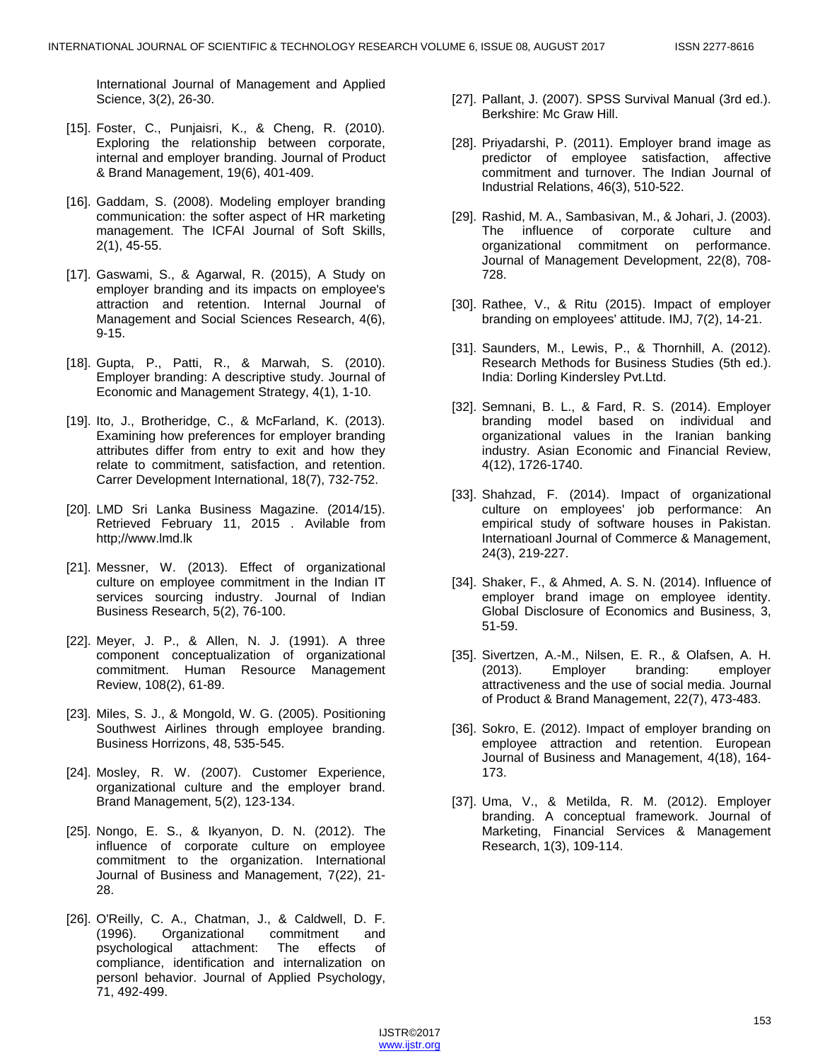International Journal of Management and Applied Science, 3(2), 26-30.

[15]. Foster, C., Punjaisri, K., & Cheng, R. (2010). Exploring the relationship between corporate, internal and employer branding. Journal of Product & Brand Management, 19(6), 401-409.

[16]. Gaddam, S. (2008). Modeling employer branding communication: the softer aspect of HR marketing management. The ICFAI Journal of Soft Skills, 2(1), 45-55.

[17]. Gaswami, S., & Agarwal, R. (2015), A Study on employer branding and its impacts on employee's attraction and retention. Internal Journal of Management and Social Sciences Research, 4(6), 9-15.

[18]. Gupta, P., Patti, R., & Marwah, S. (2010). Employer branding: A descriptive study. Journal of Economic and Management Strategy, 4(1), 1-10.

[19]. Ito, J., Brotheridge, C., & McFarland, K. (2013). Examining how preferences for employer branding attributes differ from entry to exit and how they relate to commitment, satisfaction, and retention. Carrer Development International, 18(7), 732-752.

[20]. LMD Sri Lanka Business Magazine. (2014/15). Retrieved February 11, 2015 . Avilable from http;//www.lmd.lk

[21]. Messner, W. (2013). Effect of organizational culture on employee commitment in the Indian IT services sourcing industry. Journal of Indian Business Research, 5(2), 76-100.

[22]. Meyer, J. P., & Allen, N. J. (1991). A three component conceptualization of organizational commitment. Human Resource Management Review, 108(2), 61-89.

[23]. Miles, S. J., & Mongold, W. G. (2005). Positioning Southwest Airlines through employee branding. Business Horrizons, 48, 535-545.

[24]. Mosley, R. W. (2007). Customer Experience, organizational culture and the employer brand. Brand Management, 5(2), 123-134.

[25]. Nongo, E. S., & Ikyanyon, D. N. (2012). The influence of corporate culture on employee commitment to the organization. International Journal of Business and Management, 7(22), 21-28.

[26]. O'Reilly, C. A., Chatman, J., & Caldwell, D. F. (1996). Organizational commitment and psychological attachment: The effects of compliance, identification and internalization on personl behavior. Journal of Applied Psychology, 71, 492-499.

[27]. Pallant, J. (2007). SPSS Survival Manual (3rd ed.). Berkshire: Mc Graw Hill.

[28]. Priyadarshi, P. (2011). Employer brand image as predictor of employee satisfaction, affective commitment and turnover. The Indian Journal of Industrial Relations, 46(3), 510-522.

[29]. Rashid, M. A., Sambasivan, M., & Johari, J. (2003). The influence of corporate culture and organizational commitment on performance. Journal of Management Development, 22(8), 708-728.

[30]. Rathee, V., & Ritu (2015). Impact of employer branding on employees' attitude. IMJ, 7(2), 14-21.

[31]. Saunders, M., Lewis, P., & Thornhill, A. (2012). Research Methods for Business Studies (5th ed.). India: Dorling Kindersley Pvt.Ltd.

[32]. Semnani, B. L., & Fard, R. S. (2014). Employer branding model based on individual and organizational values in the Iranian banking industry. Asian Economic and Financial Review, 4(12), 1726-1740.

[33]. Shahzad, F. (2014). Impact of organizational culture on employees' job performance: An empirical study of software houses in Pakistan. Internatioanl Journal of Commerce & Management, 24(3), 219-227.

[34]. Shaker, F., & Ahmed, A. S. N. (2014). Influence of employer brand image on employee identity. Global Disclosure of Economics and Business, 3, 51-59.

[35]. Sivertzen, A.-M., Nilsen, E. R., & Olafsen, A. H. (2013). Employer branding: employer attractiveness and the use of social media. Journal of Product & Brand Management, 22(7), 473-483.

[36]. Sokro, E. (2012). Impact of employer branding on employee attraction and retention. European Journal of Business and Management, 4(18), 164-173.

[37]. Uma, V., & Metilda, R. M. (2012). Employer branding. A conceptual framework. Journal of Marketing, Financial Services & Management Research, 1(3), 109-114.